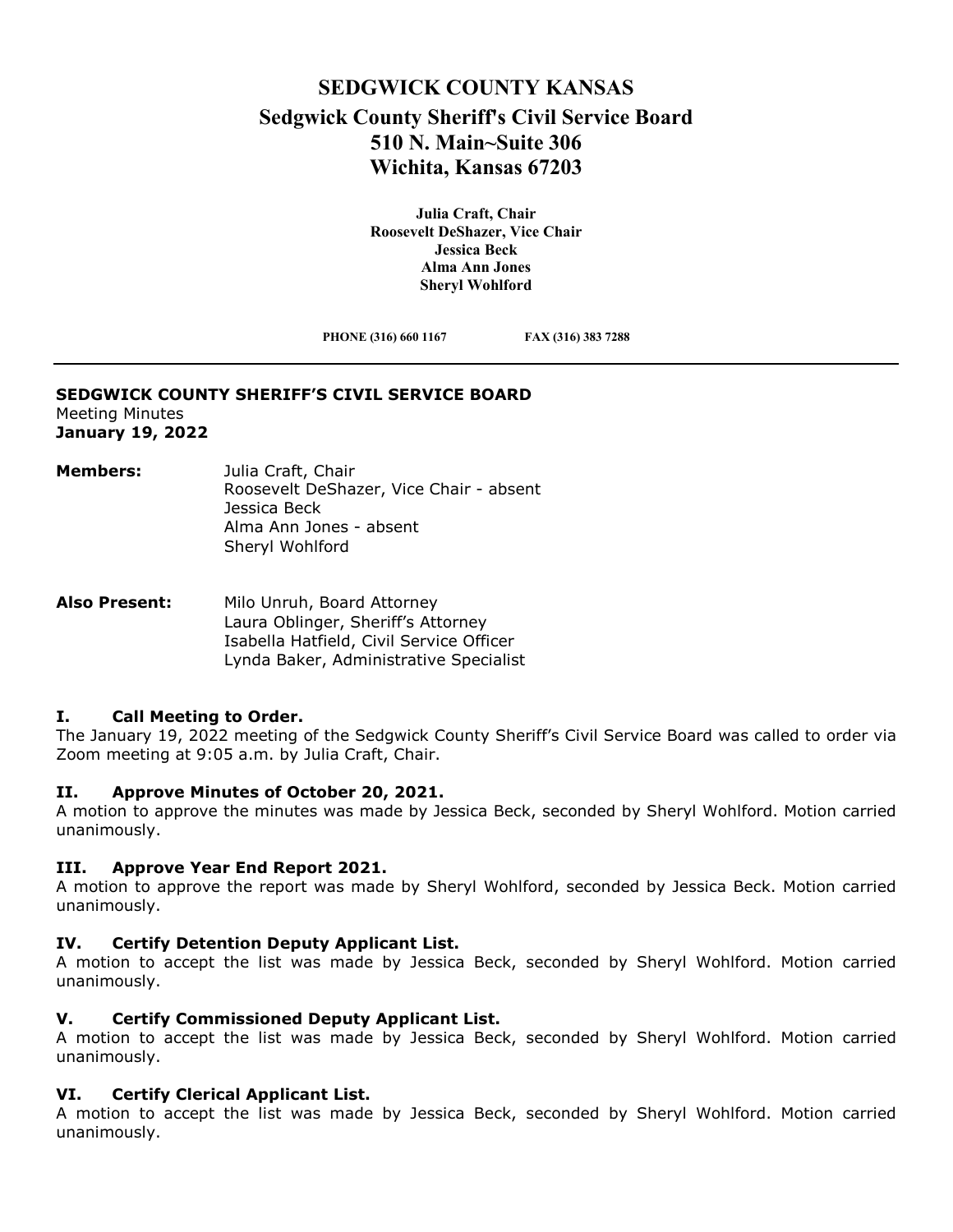# SEDGWICK COUNTY KANSAS

## Sedgwick County Sheriff's Civil Service Board

## 510 N. Main~Suite 306

## Wichita, Kansas 67203

**Julia Craft, Chair**
**Roosevelt DeShazer, Vice Chair**
**Jessica Beck**
**Alma Ann Jones**
**Sheryl Wohlford**

**PHONE (316) 660 1167** **FAX (316) 383 7288**

---

**SEDGWICK COUNTY SHERIFF'S CIVIL SERVICE BOARD**
Meeting Minutes
**January 19, 2022**

**Members:**
Julia Craft, Chair
Roosevelt DeShazer, Vice Chair - absent
Jessica Beck
Alma Ann Jones - absent
Sheryl Wohlford

**Also Present:**
Milo Unruh, Board Attorney
Laura Oblinger, Sheriff's Attorney
Isabella Hatfield, Civil Service Officer
Lynda Baker, Administrative Specialist

### I. Call Meeting to Order.

The January 19, 2022 meeting of the Sedgwick County Sheriff's Civil Service Board was called to order via Zoom meeting at 9:05 a.m. by Julia Craft, Chair.

### II. Approve Minutes of October 20, 2021.

A motion to approve the minutes was made by Jessica Beck, seconded by Sheryl Wohlford. Motion carried unanimously.

### III. Approve Year End Report 2021.

A motion to approve the report was made by Sheryl Wohlford, seconded by Jessica Beck. Motion carried unanimously.

### IV. Certify Detention Deputy Applicant List.

A motion to accept the list was made by Jessica Beck, seconded by Sheryl Wohlford. Motion carried unanimously.

### V. Certify Commissioned Deputy Applicant List.

A motion to accept the list was made by Jessica Beck, seconded by Sheryl Wohlford. Motion carried unanimously.

### VI. Certify Clerical Applicant List.

A motion to accept the list was made by Jessica Beck, seconded by Sheryl Wohlford. Motion carried unanimously.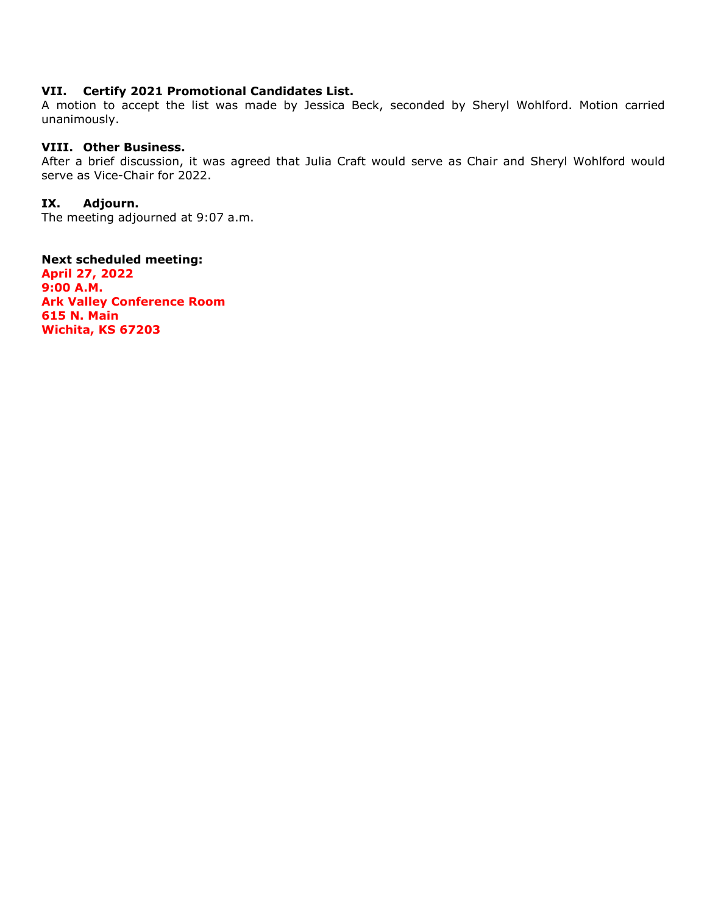### VII. Certify 2021 Promotional Candidates List.

A motion to accept the list was made by Jessica Beck, seconded by Sheryl Wohlford. Motion carried unanimously.

### VIII. Other Business.

After a brief discussion, it was agreed that Julia Craft would serve as Chair and Sheryl Wohlford would serve as Vice-Chair for 2022.

### IX. Adjourn.

The meeting adjourned at 9:07 a.m.

**Next scheduled meeting:**
**April 27, 2022**
**9:00 A.M.**
**Ark Valley Conference Room**
**615 N. Main**
**Wichita, KS 67203**